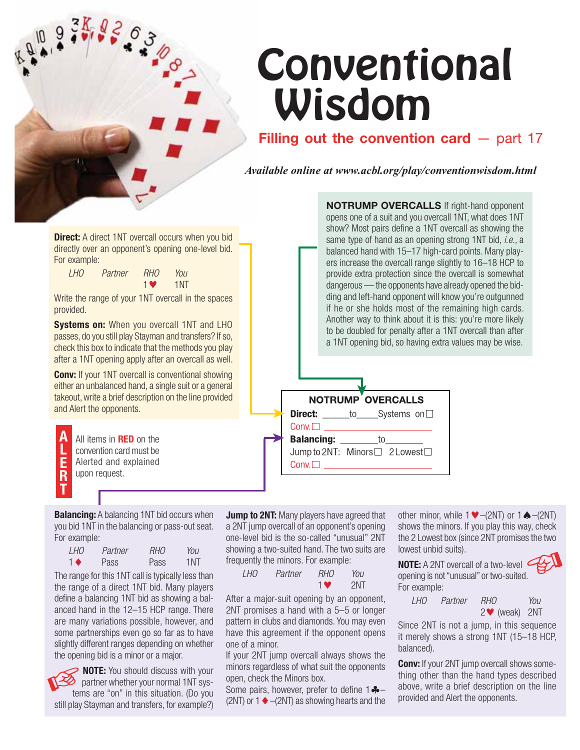# Conventional Wisdom

## Filling out the convention card — part 17

*Available online at www.acbl.org/play/conventionwisdom.html*

**NOTRUMP OVERCALLS** If right-hand opponent opens one of a suit and you overcall 1NT, what does 1NT show? Most pairs define a 1NT overcall as showing the same type of hand as an opening strong 1NT bid, *i.e.,* a balanced hand with 15–17 high-card points. Many players increase the overcall range slightly to 16–18 HCP to provide extra protection since the overcall is somewhat dangerous — the opponents have already opened the bidding and left-hand opponent will know you're outgunned if he or she holds most of the remaining high cards. Another way to think about it is this: you're more likely to be doubled for penalty after a 1NT overcall than after a 1NT opening bid, so having extra values may be wise.

**Direct:** A direct 1NT overcall occurs when you bid directly over an opponent's opening one-level bid. For example:

| *LHO* | *Partner* | *RHO* | *You* |
|---|---|---|---|
| | | 1♥ | 1NT |

Write the range of your 1NT overcall in the spaces provided.

**Systems on:** When you overcall 1NT and LHO passes, do you still play Stayman and transfers? If so, check this box to indicate that the methods you play after a 1NT opening apply after an overcall as well.

**Conv:** If your 1NT overcall is conventional showing either an unbalanced hand, a single suit or a general takeout, write a brief description on the line provided and Alert the opponents.

**NOTRUMP OVERCALLS**
**Direct:** _____to_____ Systems on☐
Conv.☐ ____________________
**Balancing:** ________to________
Jump to 2NT: Minors☐ 2 Lowest☐
Conv.☐ ____________________

**ALERT** All items in **RED** on the convention card must be Alerted and explained upon request.

**Balancing:** A balancing 1NT bid occurs when you bid 1NT in the balancing or pass-out seat. For example:

| *LHO* | *Partner* | *RHO* | *You* |
|---|---|---|---|
| 1♦ | Pass | Pass | 1NT |

The range for this 1NT call is typically less than the range of a direct 1NT bid. Many players define a balancing 1NT bid as showing a balanced hand in the 12–15 HCP range. There are many variations possible, however, and some partnerships even go so far as to have slightly different ranges depending on whether the opening bid is a minor or a major.

**NOTE:** You should discuss with your partner whether your normal 1NT systems are "on" in this situation. (Do you still play Stayman and transfers, for example?)

**Jump to 2NT:** Many players have agreed that a 2NT jump overcall of an opponent's opening one-level bid is the so-called "unusual" 2NT showing a two-suited hand. The two suits are frequently the minors. For example:

| *LHO* | *Partner* | *RHO* | *You* |
|---|---|---|---|
| | | 1♥ | 2NT |

After a major-suit opening by an opponent, 2NT promises a hand with a 5–5 or longer pattern in clubs and diamonds. You may even have this agreement if the opponent opens one of a minor.

If your 2NT jump overcall always shows the minors regardless of what suit the opponents open, check the Minors box.

Some pairs, however, prefer to define 1♣–(2NT) or 1♦–(2NT) as showing hearts and the other minor, while 1♥–(2NT) or 1♠–(2NT) shows the minors. If you play this way, check the 2 Lowest box (since 2NT promises the two lowest unbid suits).

**NOTE:** A 2NT overcall of a two-level opening is not "unusual" or two-suited. For example:

| *LHO* | *Partner* | *RHO* | *You* |
|---|---|---|---|
| | | 2♥ (weak) | 2NT |

Since 2NT is not a jump, in this sequence it merely shows a strong 1NT (15–18 HCP, balanced).

**Conv:** If your 2NT jump overcall shows something other than the hand types described above, write a brief description on the line provided and Alert the opponents.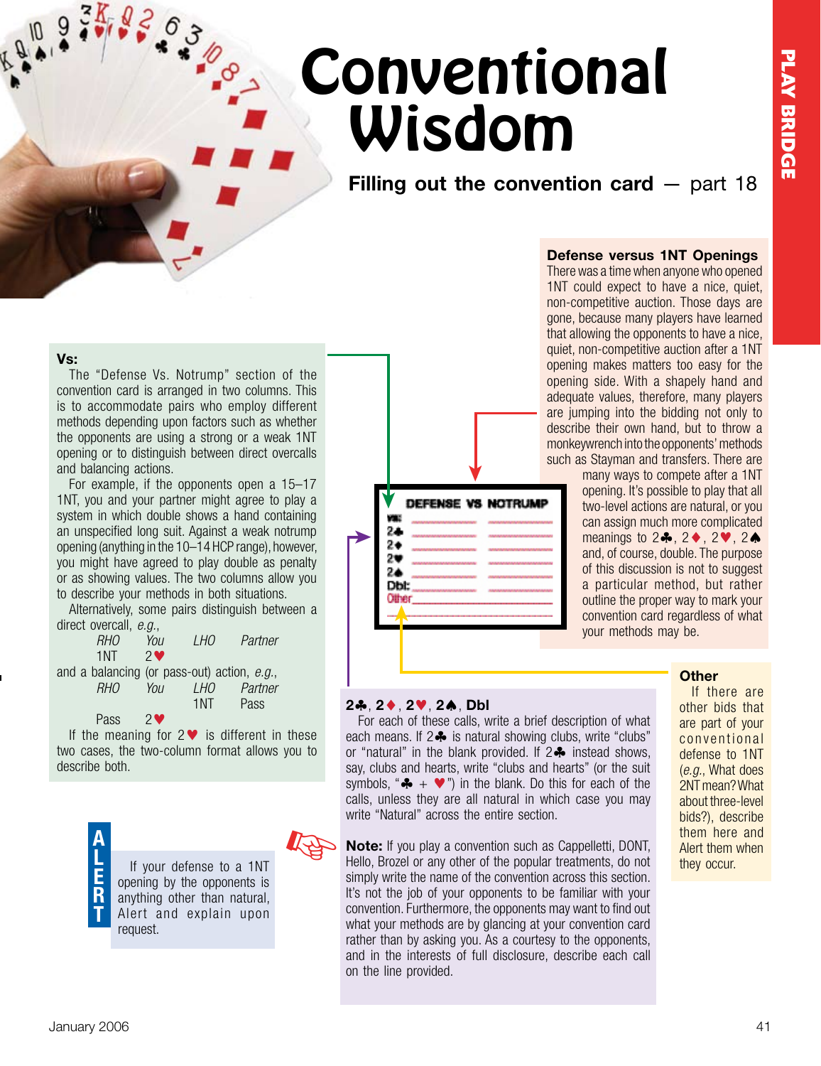# Conventional Wisdom

**Filling out the convention card — part 18**

### Defense versus 1NT Openings

There was a time when anyone who opened 1NT could expect to have a nice, quiet, non-competitive auction. Those days are gone, because many players have learned that allowing the opponents to have a nice, quiet, non-competitive auction after a 1NT opening makes matters too easy for the opening side. With a shapely hand and adequate values, therefore, many players are jumping into the bidding not only to describe their own hand, but to throw a monkeywrench into the opponents' methods such as Stayman and transfers. There are many ways to compete after a 1NT opening. It's possible to play that all two-level actions are natural, or you can assign much more complicated meanings to 2♣, 2♦, 2♥, 2♠ and, of course, double. The purpose of this discussion is not to suggest a particular method, but rather outline the proper way to mark your convention card regardless of what your methods may be.

| DEFENSE VS NOTRUMP | | |
|---|---|---|
| vs: | | |
| 2♣ | | |
| 2♦ | | |
| 2♥ | | |
| 2♠ | | |
| Dbl: | | |
| Other | | |

### Vs:

The "Defense Vs. Notrump" section of the convention card is arranged in two columns. This is to accommodate pairs who employ different methods depending upon factors such as whether the opponents are using a strong or a weak 1NT opening or to distinguish between direct overcalls and balancing actions.

For example, if the opponents open a 15–17 1NT, you and your partner might agree to play a system in which double shows a hand containing an unspecified long suit. Against a weak notrump opening (anything in the 10–14 HCP range), however, you might have agreed to play double as penalty or as showing values. The two columns allow you to describe your methods in both situations.

Alternatively, some pairs distinguish between a direct overcall, *e.g.*,

| *RHO* | *You* | *LHO* | *Partner* |
|---|---|---|---|
| 1NT | 2♥ | | |

and a balancing (or pass-out) action, *e.g.*,

| *RHO* | *You* | *LHO* | *Partner* |
|---|---|---|---|
| | | 1NT | Pass |
| Pass | 2♥ | | |

If the meaning for 2♥ is different in these two cases, the two-column format allows you to describe both.

**ALERT**

If your defense to a 1NT opening by the opponents is anything other than natural, Alert and explain upon request.

### 2♣, 2♦, 2♥, 2♠, Dbl

For each of these calls, write a brief description of what each means. If 2♣ is natural showing clubs, write "clubs" or "natural" in the blank provided. If 2♣ instead shows, say, clubs and hearts, write "clubs and hearts" (or the suit symbols, "♣ + ♥") in the blank. Do this for each of the calls, unless they are all natural in which case you may write "Natural" across the entire section.

**Note:** If you play a convention such as Cappelletti, DONT, Hello, Brozel or any other of the popular treatments, do not simply write the name of the convention across this section. It's not the job of your opponents to be familiar with your convention. Furthermore, the opponents may want to find out what your methods are by glancing at your convention card rather than by asking you. As a courtesy to the opponents, and in the interests of full disclosure, describe each call on the line provided.

### Other

If there are other bids that are part of your conventional defense to 1NT (*e.g.*, What does 2NT mean? What about three-level bids?), describe them here and Alert them when they occur.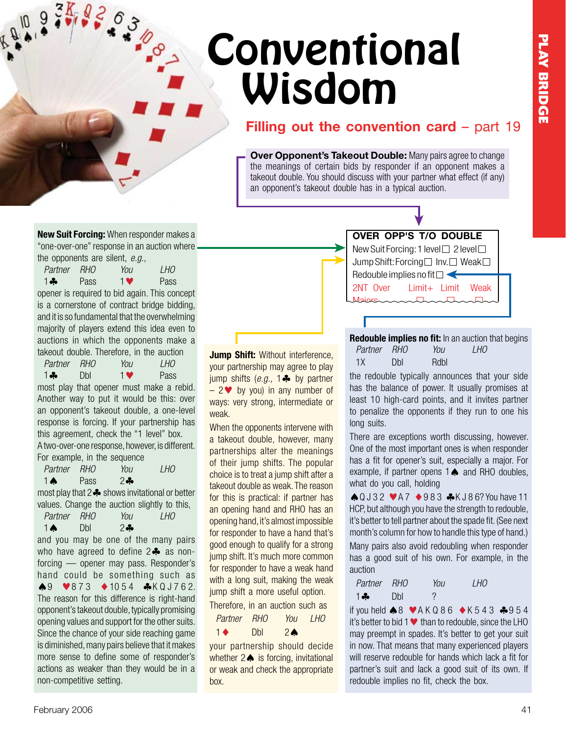# Conventional Wisdom

## Filling out the convention card – part 19

**Over Opponent's Takeout Double:** Many pairs agree to change the meanings of certain bids by responder if an opponent makes a takeout double. You should discuss with your partner what effect (if any) an opponent's takeout double has in a typical auction.

**OVER OPP'S T/O DOUBLE**

New Suit Forcing: 1 level ☐ 2 level ☐

Jump Shift: Forcing ☐ Inv. ☐ Weak ☐

Redouble implies no fit ☐

2NT Over Majors Limit+ ☐ Limit ☐ Weak ☐

**New Suit Forcing:** When responder makes a "one-over-one" response in an auction where the opponents are silent, *e.g.,*

| *Partner* | *RHO* | *You* | *LHO* |
|---|---|---|---|
| 1♣ | Pass | 1♥ | Pass |

opener is required to bid again. This concept is a cornerstone of contract bridge bidding, and it is so fundamental that the overwhelming majority of players extend this idea even to auctions in which the opponents make a takeout double. Therefore, in the auction

| *Partner* | *RHO* | *You* | *LHO* |
|---|---|---|---|
| 1♣ | Dbl | 1♥ | Pass |

most play that opener must make a rebid. Another way to put it would be this: over an opponent's takeout double, a one-level response is forcing. If your partnership has this agreement, check the "1 level" box.

A two-over-one response, however, is different. For example, in the sequence

| *Partner* | *RHO* | *You* | *LHO* |
|---|---|---|---|
| 1♠ | Pass | 2♣ | |

most play that 2♣ shows invitational or better values. Change the auction slightly to this,

| *Partner* | *RHO* | *You* | *LHO* |
|---|---|---|---|
| 1♠ | Dbl | 2♣ | |

and you may be one of the many pairs who have agreed to define 2♣ as non-forcing — opener may pass. Responder's hand could be something such as ♠9 ♥873 ♦1054 ♣KQJ762. The reason for this difference is right-hand opponent's takeout double, typically promising opening values and support for the other suits. Since the chance of your side reaching game is diminished, many pairs believe that it makes more sense to define some of responder's actions as weaker than they would be in a non-competitive setting.

**Jump Shift:** Without interference, your partnership may agree to play jump shifts (*e.g.,* 1♣ by partner – 2♥ by you) in any number of ways: very strong, intermediate or weak.

When the opponents intervene with a takeout double, however, many partnerships alter the meanings of their jump shifts. The popular choice is to treat a jump shift after a takeout double as weak. The reason for this is practical: if partner has an opening hand and RHO has an opening hand, it's almost impossible for responder to have a hand that's good enough to qualify for a strong jump shift. It's much more common for responder to have a weak hand with a long suit, making the weak jump shift a more useful option.

Therefore, in an auction such as

| *Partner* | *RHO* | *You* | *LHO* |
|---|---|---|---|
| 1♦ | Dbl | 2♠ | |

your partnership should decide whether 2♠ is forcing, invitational or weak and check the appropriate box.

**Redouble implies no fit:** In an auction that begins

| *Partner* | *RHO* | *You* | *LHO* |
|---|---|---|---|
| 1X | Dbl | Rdbl | |

the redouble typically announces that your side has the balance of power. It usually promises at least 10 high-card points, and it invites partner to penalize the opponents if they run to one his long suits.

There are exceptions worth discussing, however. One of the most important ones is when responder has a fit for opener's suit, especially a major. For example, if partner opens 1♠ and RHO doubles, what do you call, holding ♠QJ32 ♥A7 ♦983 ♣KJ86? You have 11 HCP, but although you have the strength to redouble, it's better to tell partner about the spade fit. (See next month's column for how to handle this type of hand.)

Many pairs also avoid redoubling when responder has a good suit of his own. For example, in the auction

| *Partner* | *RHO* | *You* | *LHO* |
|---|---|---|---|
| 1♣ | Dbl | ? | |

if you held ♠8 ♥AKQ86 ♦K543 ♣954 it's better to bid 1♥ than to redouble, since the LHO may preempt in spades. It's better to get your suit in now. That means that many experienced players will reserve redouble for hands which lack a fit for partner's suit and lack a good suit of its own. If redouble implies no fit, check the box.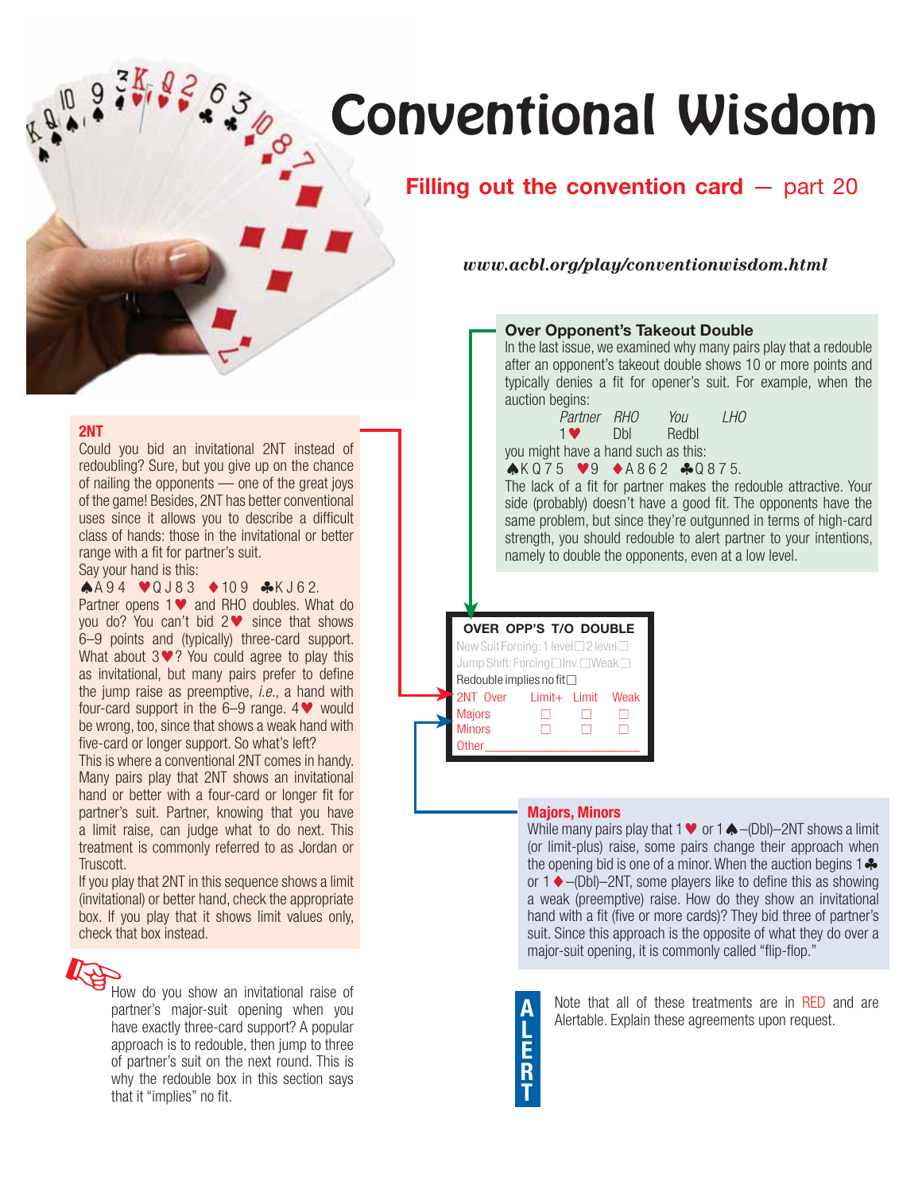# Conventional Wisdom

## Filling out the convention card — part 20

*www.acbl.org/play/conventionwisdom.html*

### Over Opponent's Takeout Double

In the last issue, we examined why many pairs play that a redouble after an opponent's takeout double shows 10 or more points and typically denies a fit for opener's suit. For example, when the auction begins:

| *Partner* | *RHO* | *You* | *LHO* |
|---|---|---|---|
| 1♥ | Dbl | Redbl | |

you might have a hand such as this:

♠K Q 7 5 ♥9 ♦A 8 6 2 ♣Q 8 7 5.

The lack of a fit for partner makes the redouble attractive. Your side (probably) doesn't have a good fit. The opponents have the same problem, but since they're outgunned in terms of high-card strength, you should redouble to alert partner to your intentions, namely to double the opponents, even at a low level.

### 2NT

Could you bid an invitational 2NT instead of redoubling? Sure, but you give up on the chance of nailing the opponents — one of the great joys of the game! Besides, 2NT has better conventional uses since it allows you to describe a difficult class of hands: those in the invitational or better range with a fit for partner's suit.

Say your hand is this:

♠A 9 4 ♥Q J 8 3 ♦10 9 ♣K J 6 2.

Partner opens 1♥ and RHO doubles. What do you do? You can't bid 2♥ since that shows 6–9 points and (typically) three-card support. What about 3♥? You could agree to play this as invitational, but many pairs prefer to define the jump raise as preemptive, *i.e.*, a hand with four-card support in the 6–9 range. 4♥ would be wrong, too, since that shows a weak hand with five-card or longer support. So what's left?

This is where a conventional 2NT comes in handy. Many pairs play that 2NT shows an invitational hand or better with a four-card or longer fit for partner's suit. Partner, knowing that you have a limit raise, can judge what to do next. This treatment is commonly referred to as Jordan or Truscott.

If you play that 2NT in this sequence shows a limit (invitational) or better hand, check the appropriate box. If you play that it shows limit values only, check that box instead.

How do you show an invitational raise of partner's major-suit opening when you have exactly three-card support? A popular approach is to redouble, then jump to three of partner's suit on the next round. This is why the redouble box in this section says that it "implies" no fit.

**OVER OPP'S T/O DOUBLE**

New Suit Forcing: 1 level ☐ 2 level ☐
Jump Shift: Forcing ☐ Inv. ☐ Weak ☐
Redouble implies no fit ☐

| 2NT Over | Limit+ | Limit | Weak |
|---|---|---|---|
| Majors | ☐ | ☐ | ☐ |
| Minors | ☐ | ☐ | ☐ |

Other ____________

### Majors, Minors

While many pairs play that 1♥ or 1♠–(Dbl)–2NT shows a limit (or limit-plus) raise, some pairs change their approach when the opening bid is one of a minor. When the auction begins 1♣ or 1♦–(Dbl)–2NT, some players like to define this as showing a weak (preemptive) raise. How do they show an invitational hand with a fit (five or more cards)? They bid three of partner's suit. Since this approach is the opposite of what they do over a major-suit opening, it is commonly called "flip-flop."

**ALERT**

Note that all of these treatments are in RED and are Alertable. Explain these agreements upon request.